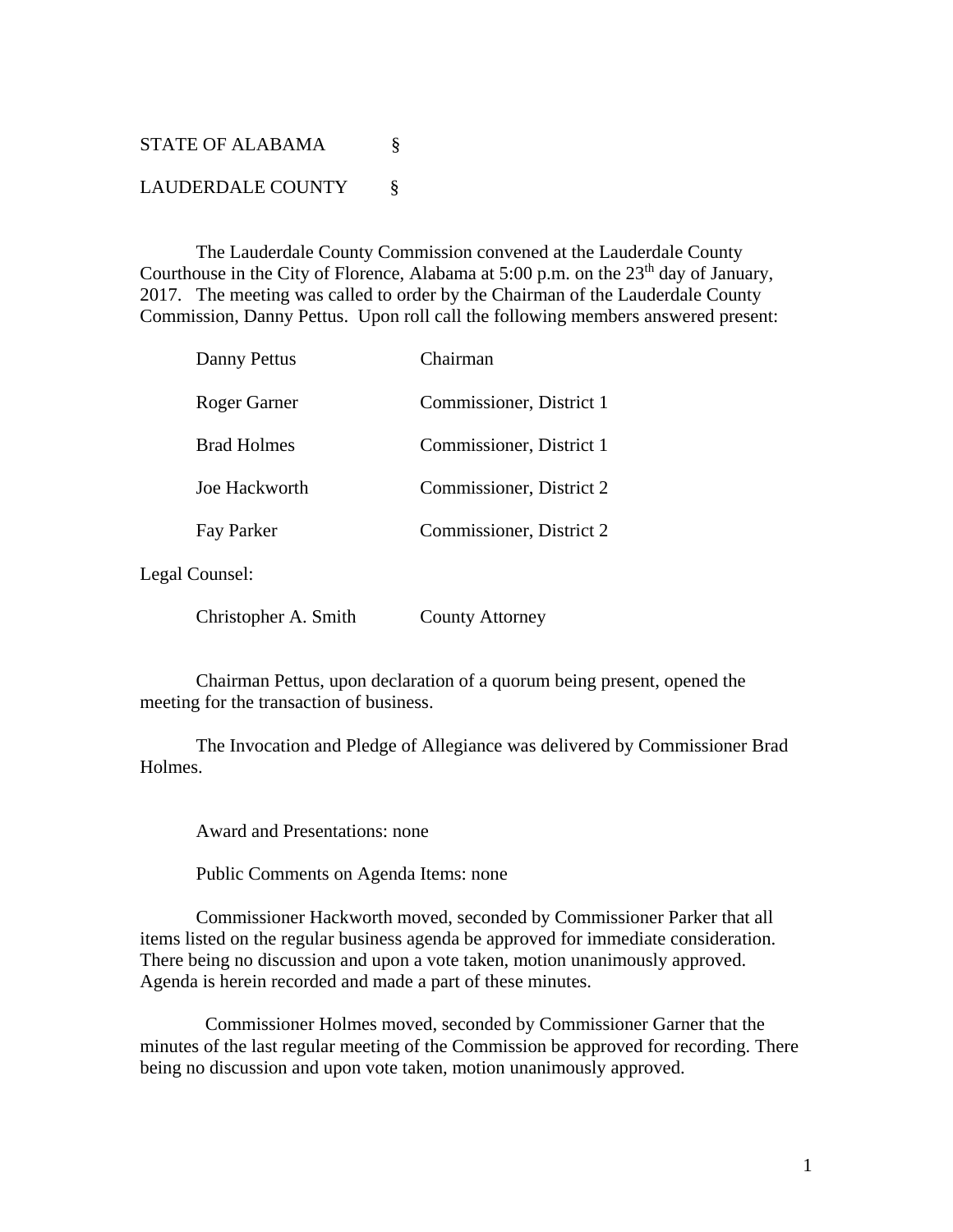STATE OF ALABAMA §

LAUDERDALE COUNTY §

The Lauderdale County Commission convened at the Lauderdale County Courthouse in the City of Florence, Alabama at 5:00 p.m. on the 23rd day of January, 2017. The meeting was called to order by the Chairman of the Lauderdale County Commission, Danny Pettus. Upon roll call the following members answered present:

| | |
|---|---|
| Danny Pettus | Chairman |
| Roger Garner | Commissioner, District 1 |
| Brad Holmes | Commissioner, District 1 |
| Joe Hackworth | Commissioner, District 2 |
| Fay Parker | Commissioner, District 2 |

Legal Counsel:

| | |
|---|---|
| Christopher A. Smith | County Attorney |

Chairman Pettus, upon declaration of a quorum being present, opened the meeting for the transaction of business.

The Invocation and Pledge of Allegiance was delivered by Commissioner Brad Holmes.

Award and Presentations: none

Public Comments on Agenda Items: none

Commissioner Hackworth moved, seconded by Commissioner Parker that all items listed on the regular business agenda be approved for immediate consideration. There being no discussion and upon a vote taken, motion unanimously approved. Agenda is herein recorded and made a part of these minutes.

Commissioner Holmes moved, seconded by Commissioner Garner that the minutes of the last regular meeting of the Commission be approved for recording. There being no discussion and upon vote taken, motion unanimously approved.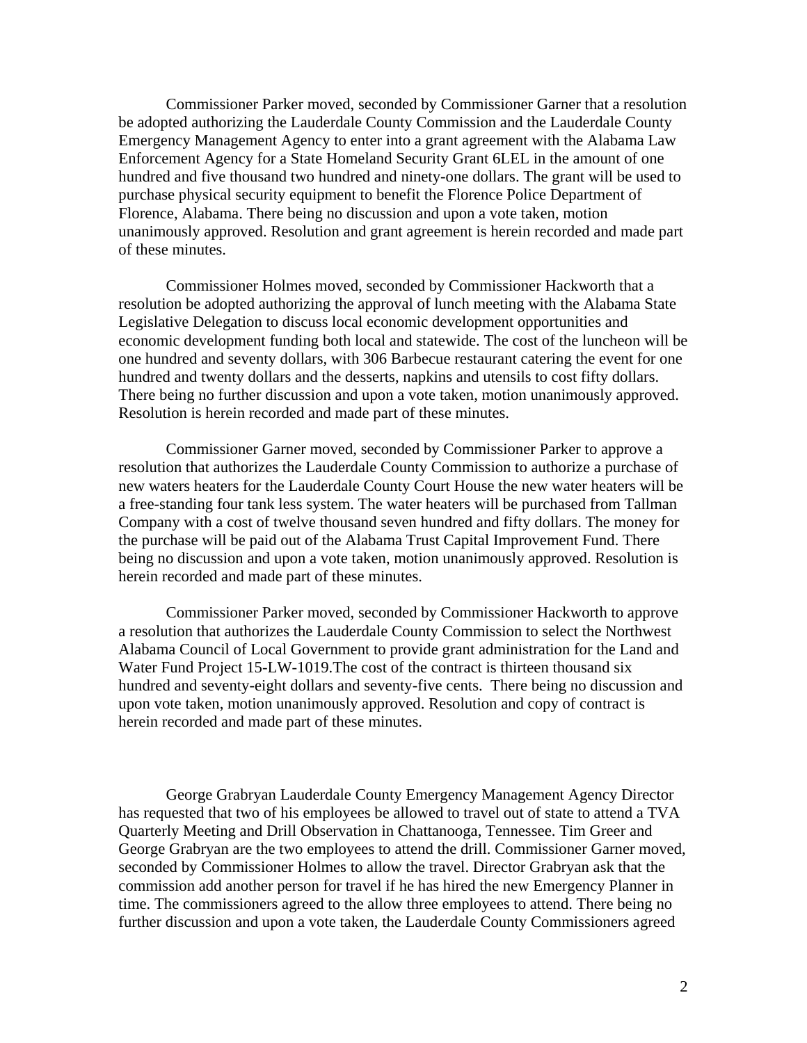Commissioner Parker moved, seconded by Commissioner Garner that a resolution be adopted authorizing the Lauderdale County Commission and the Lauderdale County Emergency Management Agency to enter into a grant agreement with the Alabama Law Enforcement Agency for a State Homeland Security Grant 6LEL in the amount of one hundred and five thousand two hundred and ninety-one dollars. The grant will be used to purchase physical security equipment to benefit the Florence Police Department of Florence, Alabama. There being no discussion and upon a vote taken, motion unanimously approved. Resolution and grant agreement is herein recorded and made part of these minutes.

Commissioner Holmes moved, seconded by Commissioner Hackworth that a resolution be adopted authorizing the approval of lunch meeting with the Alabama State Legislative Delegation to discuss local economic development opportunities and economic development funding both local and statewide. The cost of the luncheon will be one hundred and seventy dollars, with 306 Barbecue restaurant catering the event for one hundred and twenty dollars and the desserts, napkins and utensils to cost fifty dollars. There being no further discussion and upon a vote taken, motion unanimously approved. Resolution is herein recorded and made part of these minutes.

Commissioner Garner moved, seconded by Commissioner Parker to approve a resolution that authorizes the Lauderdale County Commission to authorize a purchase of new waters heaters for the Lauderdale County Court House the new water heaters will be a free-standing four tank less system. The water heaters will be purchased from Tallman Company with a cost of twelve thousand seven hundred and fifty dollars. The money for the purchase will be paid out of the Alabama Trust Capital Improvement Fund. There being no discussion and upon a vote taken, motion unanimously approved. Resolution is herein recorded and made part of these minutes.

Commissioner Parker moved, seconded by Commissioner Hackworth to approve a resolution that authorizes the Lauderdale County Commission to select the Northwest Alabama Council of Local Government to provide grant administration for the Land and Water Fund Project 15-LW-1019.The cost of the contract is thirteen thousand six hundred and seventy-eight dollars and seventy-five cents. There being no discussion and upon vote taken, motion unanimously approved. Resolution and copy of contract is herein recorded and made part of these minutes.

George Grabryan Lauderdale County Emergency Management Agency Director has requested that two of his employees be allowed to travel out of state to attend a TVA Quarterly Meeting and Drill Observation in Chattanooga, Tennessee. Tim Greer and George Grabryan are the two employees to attend the drill. Commissioner Garner moved, seconded by Commissioner Holmes to allow the travel. Director Grabryan ask that the commission add another person for travel if he has hired the new Emergency Planner in time. The commissioners agreed to the allow three employees to attend. There being no further discussion and upon a vote taken, the Lauderdale County Commissioners agreed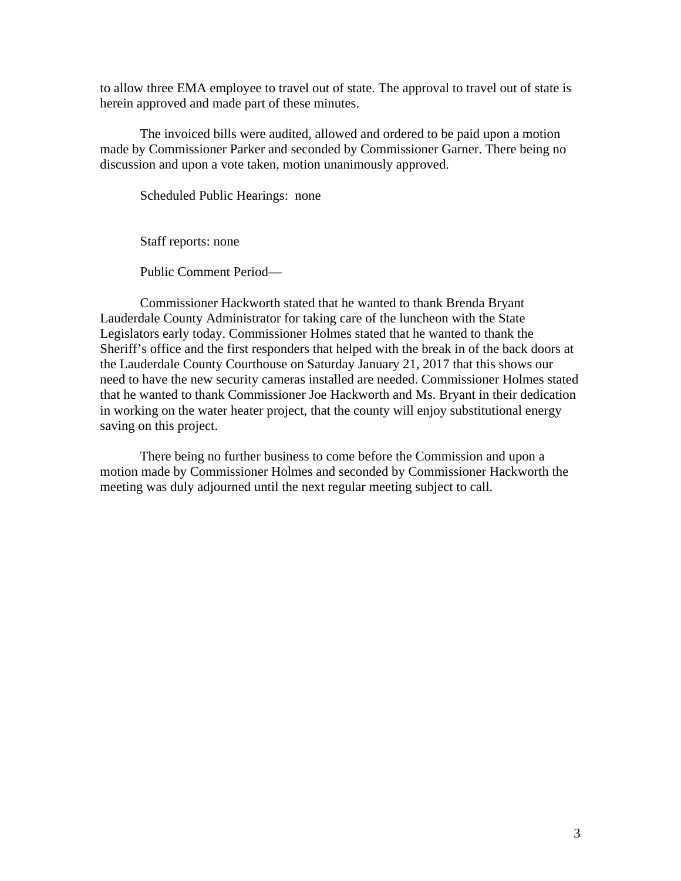to allow three EMA employee to travel out of state. The approval to travel out of state is herein approved and made part of these minutes.

The invoiced bills were audited, allowed and ordered to be paid upon a motion made by Commissioner Parker and seconded by Commissioner Garner. There being no discussion and upon a vote taken, motion unanimously approved.

Scheduled Public Hearings: none

Staff reports: none

Public Comment Period—

Commissioner Hackworth stated that he wanted to thank Brenda Bryant Lauderdale County Administrator for taking care of the luncheon with the State Legislators early today. Commissioner Holmes stated that he wanted to thank the Sheriff's office and the first responders that helped with the break in of the back doors at the Lauderdale County Courthouse on Saturday January 21, 2017 that this shows our need to have the new security cameras installed are needed. Commissioner Holmes stated that he wanted to thank Commissioner Joe Hackworth and Ms. Bryant in their dedication in working on the water heater project, that the county will enjoy substitutional energy saving on this project.

There being no further business to come before the Commission and upon a motion made by Commissioner Holmes and seconded by Commissioner Hackworth the meeting was duly adjourned until the next regular meeting subject to call.